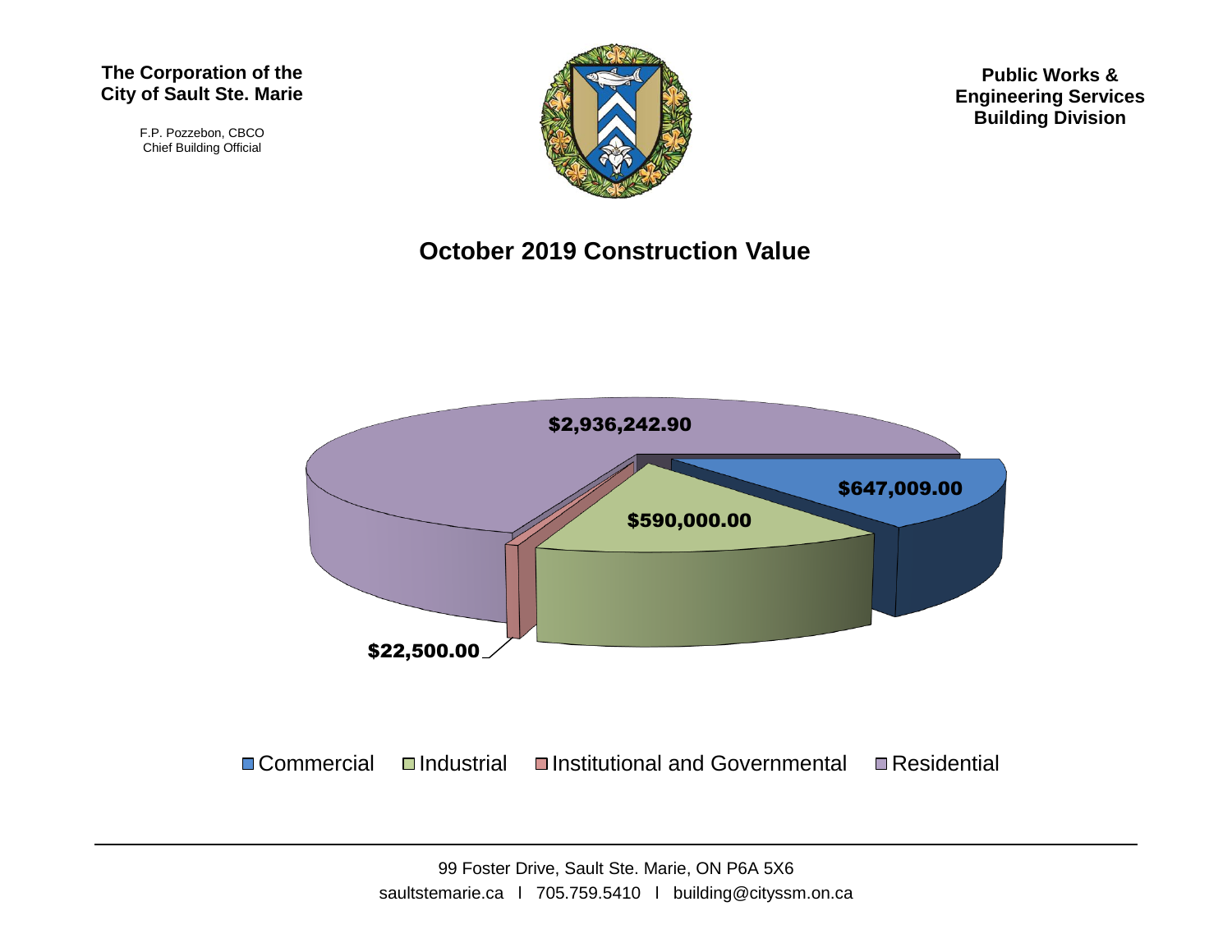**The Corporation of the City of Sault Ste. Marie**

F.P. Pozzebon, CBCO
Chief Building Official

**Public Works & Engineering Services Building Division**

# October 2019 Construction Value

| Category | Value |
|---|---|
| Commercial | $647,009.00 |
| Industrial | $590,000.00 |
| Institutional and Governmental | $22,500.00 |
| Residential | $2,936,242.90 |

99 Foster Drive, Sault Ste. Marie, ON P6A 5X6
saultstemarie.ca l 705.759.5410 l building@cityssm.on.ca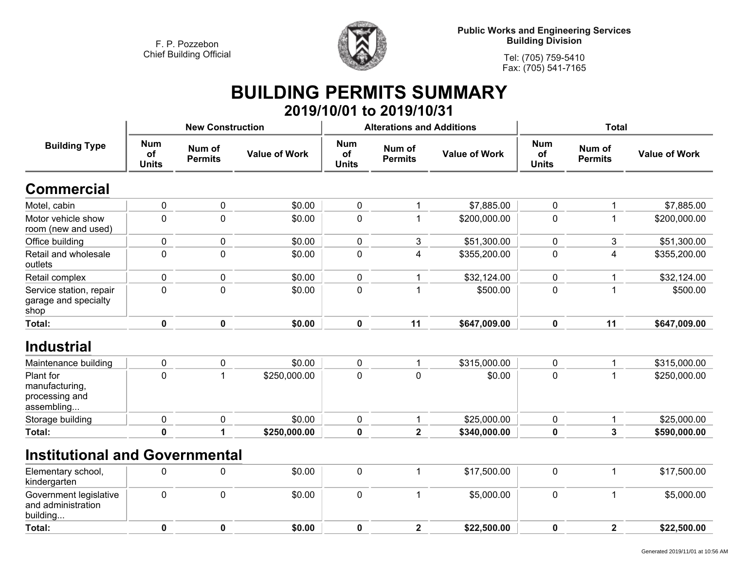F. P. Pozzebon
Chief Building Official

**Public Works and Engineering Services**
**Building Division**

Tel: (705) 759-5410
Fax: (705) 541-7165

# BUILDING PERMITS SUMMARY

## 2019/10/01 to 2019/10/31

| Building Type | New Construction | | | Alterations and Additions | | | Total | | |
|---|---|---|---|---|---|---|---|---|---|
| | Num of Units | Num of Permits | Value of Work | Num of Units | Num of Permits | Value of Work | Num of Units | Num of Permits | Value of Work |
| **Commercial** | | | | | | | | | |
| Motel, cabin | 0 | 0 | $0.00 | 0 | 1 | $7,885.00 | 0 | 1 | $7,885.00 |
| Motor vehicle show room (new and used) | 0 | 0 | $0.00 | 0 | 1 | $200,000.00 | 0 | 1 | $200,000.00 |
| Office building | 0 | 0 | $0.00 | 0 | 3 | $51,300.00 | 0 | 3 | $51,300.00 |
| Retail and wholesale outlets | 0 | 0 | $0.00 | 0 | 4 | $355,200.00 | 0 | 4 | $355,200.00 |
| Retail complex | 0 | 0 | $0.00 | 0 | 1 | $32,124.00 | 0 | 1 | $32,124.00 |
| Service station, repair garage and specialty shop | 0 | 0 | $0.00 | 0 | 1 | $500.00 | 0 | 1 | $500.00 |
| **Total:** | **0** | **0** | **$0.00** | **0** | **11** | **$647,009.00** | **0** | **11** | **$647,009.00** |
| **Industrial** | | | | | | | | | |
| Maintenance building | 0 | 0 | $0.00 | 0 | 1 | $315,000.00 | 0 | 1 | $315,000.00 |
| Plant for manufacturing, processing and assembling... | 0 | 1 | $250,000.00 | 0 | 0 | $0.00 | 0 | 1 | $250,000.00 |
| Storage building | 0 | 0 | $0.00 | 0 | 1 | $25,000.00 | 0 | 1 | $25,000.00 |
| **Total:** | **0** | **1** | **$250,000.00** | **0** | **2** | **$340,000.00** | **0** | **3** | **$590,000.00** |
| **Institutional and Governmental** | | | | | | | | | |
| Elementary school, kindergarten | 0 | 0 | $0.00 | 0 | 1 | $17,500.00 | 0 | 1 | $17,500.00 |
| Government legislative and administration building... | 0 | 0 | $0.00 | 0 | 1 | $5,000.00 | 0 | 1 | $5,000.00 |
| **Total:** | **0** | **0** | **$0.00** | **0** | **2** | **$22,500.00** | **0** | **2** | **$22,500.00** |

Generated 2019/11/01 at 10:56 AM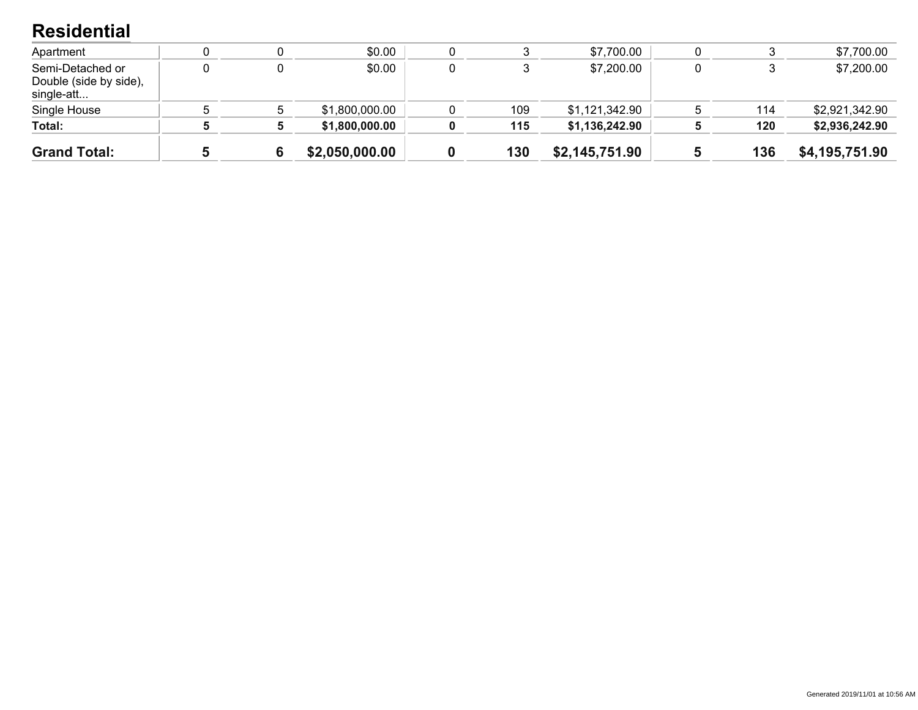## Residential

| | | | | | | | | | |
|---|---|---|---|---|---|---|---|---|---|
| Apartment | 0 | 0 | $0.00 | 0 | 3 | $7,700.00 | 0 | 3 | $7,700.00 |
| Semi-Detached or Double (side by side), single-att... | 0 | 0 | $0.00 | 0 | 3 | $7,200.00 | 0 | 3 | $7,200.00 |
| Single House | 5 | 5 | $1,800,000.00 | 0 | 109 | $1,121,342.90 | 5 | 114 | $2,921,342.90 |
| **Total:** | **5** | **5** | **$1,800,000.00** | **0** | **115** | **$1,136,242.90** | **5** | **120** | **$2,936,242.90** |
| **Grand Total:** | **5** | **6** | **$2,050,000.00** | **0** | **130** | **$2,145,751.90** | **5** | **136** | **$4,195,751.90** |

Generated 2019/11/01 at 10:56 AM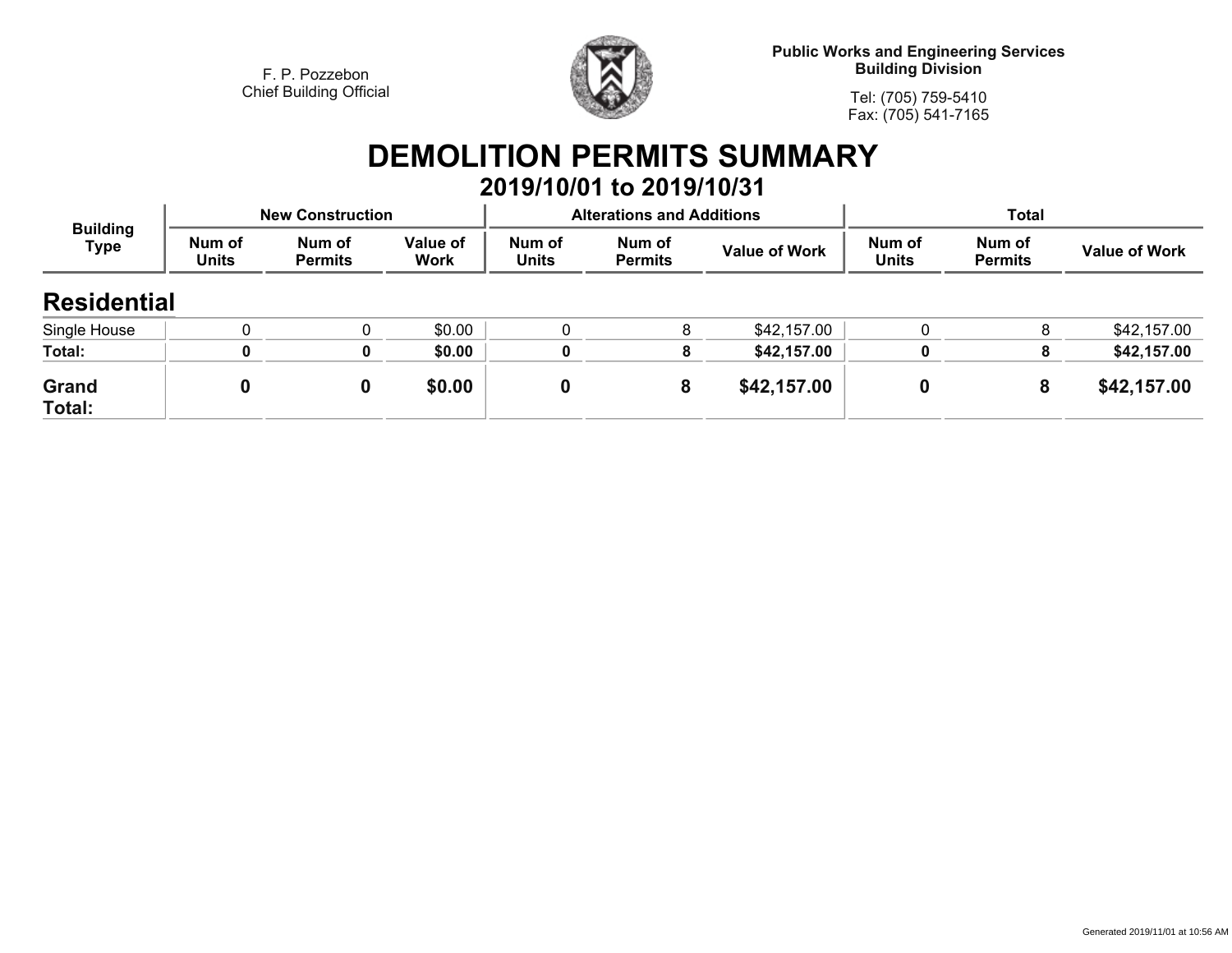F. P. Pozzebon
Chief Building Official

**Public Works and Engineering Services**
**Building Division**

Tel: (705) 759-5410
Fax: (705) 541-7165

# DEMOLITION PERMITS SUMMARY

## 2019/10/01 to 2019/10/31

| Building Type | New Construction | | | Alterations and Additions | | | Total | | |
|---|---|---|---|---|---|---|---|---|---|
| | Num of Units | Num of Permits | Value of Work | Num of Units | Num of Permits | Value of Work | Num of Units | Num of Permits | Value of Work |
| **Residential** | | | | | | | | | |
| Single House | 0 | 0 | $0.00 | 0 | 8 | $42,157.00 | 0 | 8 | $42,157.00 |
| **Total:** | **0** | **0** | **$0.00** | **0** | **8** | **$42,157.00** | **0** | **8** | **$42,157.00** |
| **Grand Total:** | **0** | **0** | **$0.00** | **0** | **8** | **$42,157.00** | **0** | **8** | **$42,157.00** |

Generated 2019/11/01 at 10:56 AM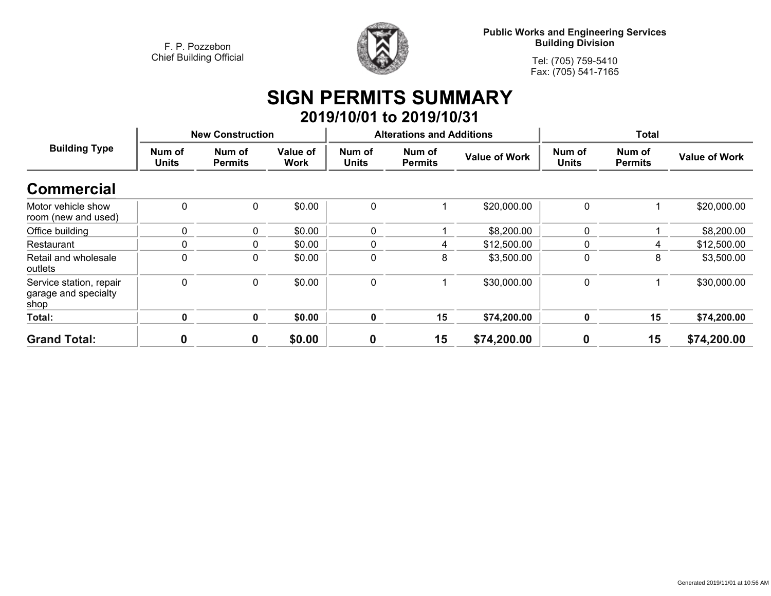F. P. Pozzebon
Chief Building Official

Public Works and Engineering Services
Building Division

Tel: (705) 759-5410
Fax: (705) 541-7165

# SIGN PERMITS SUMMARY

## 2019/10/01 to 2019/10/31

| Building Type | New Construction | | | Alterations and Additions | | | Total | | |
|---|---|---|---|---|---|---|---|---|---|
| | Num of Units | Num of Permits | Value of Work | Num of Units | Num of Permits | Value of Work | Num of Units | Num of Permits | Value of Work |
| **Commercial** | | | | | | | | | |
| Motor vehicle show room (new and used) | 0 | 0 | $0.00 | 0 | 1 | $20,000.00 | 0 | 1 | $20,000.00 |
| Office building | 0 | 0 | $0.00 | 0 | 1 | $8,200.00 | 0 | 1 | $8,200.00 |
| Restaurant | 0 | 0 | $0.00 | 0 | 4 | $12,500.00 | 0 | 4 | $12,500.00 |
| Retail and wholesale outlets | 0 | 0 | $0.00 | 0 | 8 | $3,500.00 | 0 | 8 | $3,500.00 |
| Service station, repair garage and specialty shop | 0 | 0 | $0.00 | 0 | 1 | $30,000.00 | 0 | 1 | $30,000.00 |
| **Total:** | **0** | **0** | **$0.00** | **0** | **15** | **$74,200.00** | **0** | **15** | **$74,200.00** |
| **Grand Total:** | **0** | **0** | **$0.00** | **0** | **15** | **$74,200.00** | **0** | **15** | **$74,200.00** |

Generated 2019/11/01 at 10:56 AM